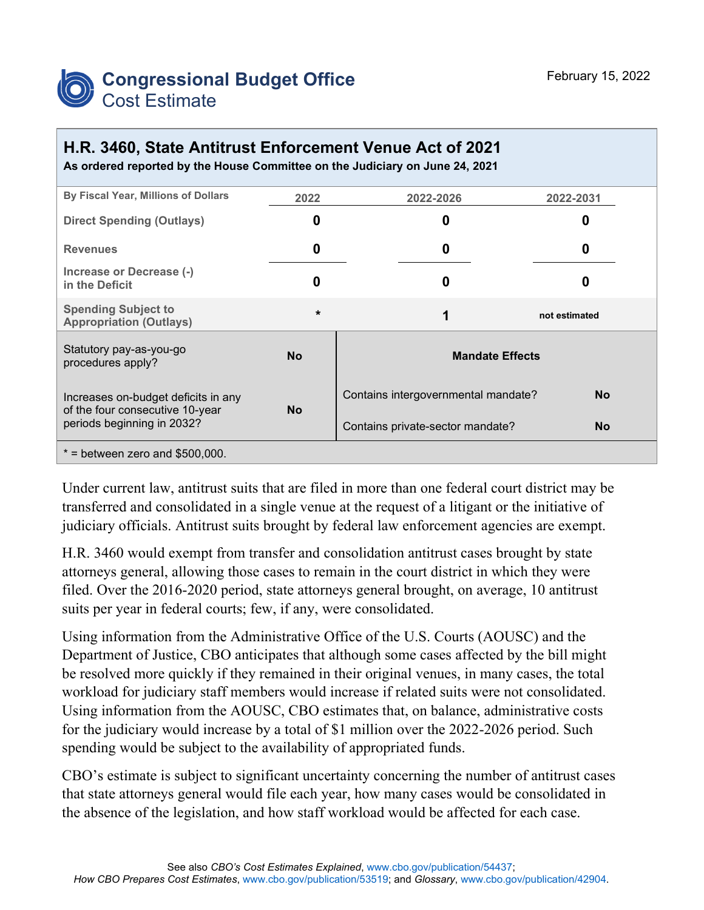# Congressional Budget Office
## Cost Estimate

February 15, 2022

## H.R. 3460, State Antitrust Enforcement Venue Act of 2021

**As ordered reported by the House Committee on the Judiciary on June 24, 2021**

| By Fiscal Year, Millions of Dollars | 2022 | 2022-2026 | 2022-2031 |
|---|---|---|---|
| Direct Spending (Outlays) | 0 | 0 | 0 |
| Revenues | 0 | 0 | 0 |
| Increase or Decrease (-) in the Deficit | 0 | 0 | 0 |
| Spending Subject to Appropriation (Outlays) | * | 1 | not estimated |

| | | | |
|---|---|---|---|
| Statutory pay-as-you-go procedures apply? | No | **Mandate Effects** | |
| Increases on-budget deficits in any of the four consecutive 10-year periods beginning in 2032? | No | Contains intergovernmental mandate? | No |
| | | Contains private-sector mandate? | No |

* = between zero and $500,000.

Under current law, antitrust suits that are filed in more than one federal court district may be transferred and consolidated in a single venue at the request of a litigant or the initiative of judiciary officials. Antitrust suits brought by federal law enforcement agencies are exempt.

H.R. 3460 would exempt from transfer and consolidation antitrust cases brought by state attorneys general, allowing those cases to remain in the court district in which they were filed. Over the 2016-2020 period, state attorneys general brought, on average, 10 antitrust suits per year in federal courts; few, if any, were consolidated.

Using information from the Administrative Office of the U.S. Courts (AOUSC) and the Department of Justice, CBO anticipates that although some cases affected by the bill might be resolved more quickly if they remained in their original venues, in many cases, the total workload for judiciary staff members would increase if related suits were not consolidated. Using information from the AOUSC, CBO estimates that, on balance, administrative costs for the judiciary would increase by a total of $1 million over the 2022-2026 period. Such spending would be subject to the availability of appropriated funds.

CBO's estimate is subject to significant uncertainty concerning the number of antitrust cases that state attorneys general would file each year, how many cases would be consolidated in the absence of the legislation, and how staff workload would be affected for each case.

See also *CBO's Cost Estimates Explained*, www.cbo.gov/publication/54437;
*How CBO Prepares Cost Estimates*, www.cbo.gov/publication/53519; and *Glossary*, www.cbo.gov/publication/42904.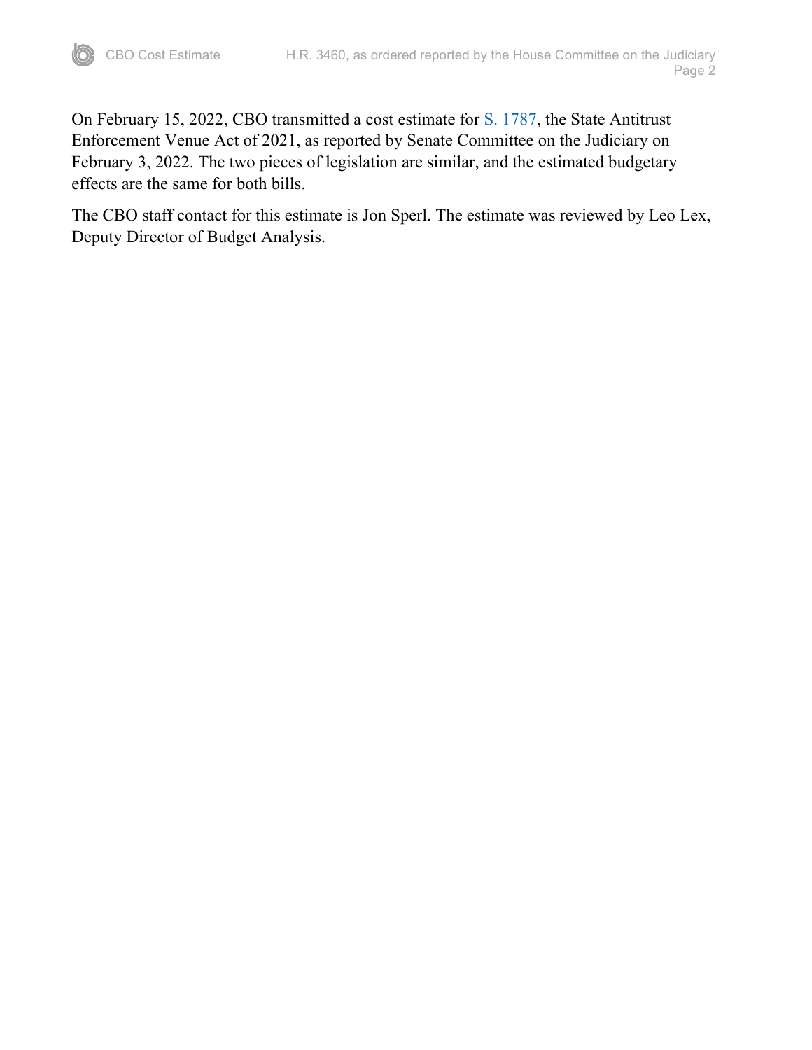On February 15, 2022, CBO transmitted a cost estimate for S. 1787, the State Antitrust Enforcement Venue Act of 2021, as reported by Senate Committee on the Judiciary on February 3, 2022. The two pieces of legislation are similar, and the estimated budgetary effects are the same for both bills.

The CBO staff contact for this estimate is Jon Sperl. The estimate was reviewed by Leo Lex, Deputy Director of Budget Analysis.